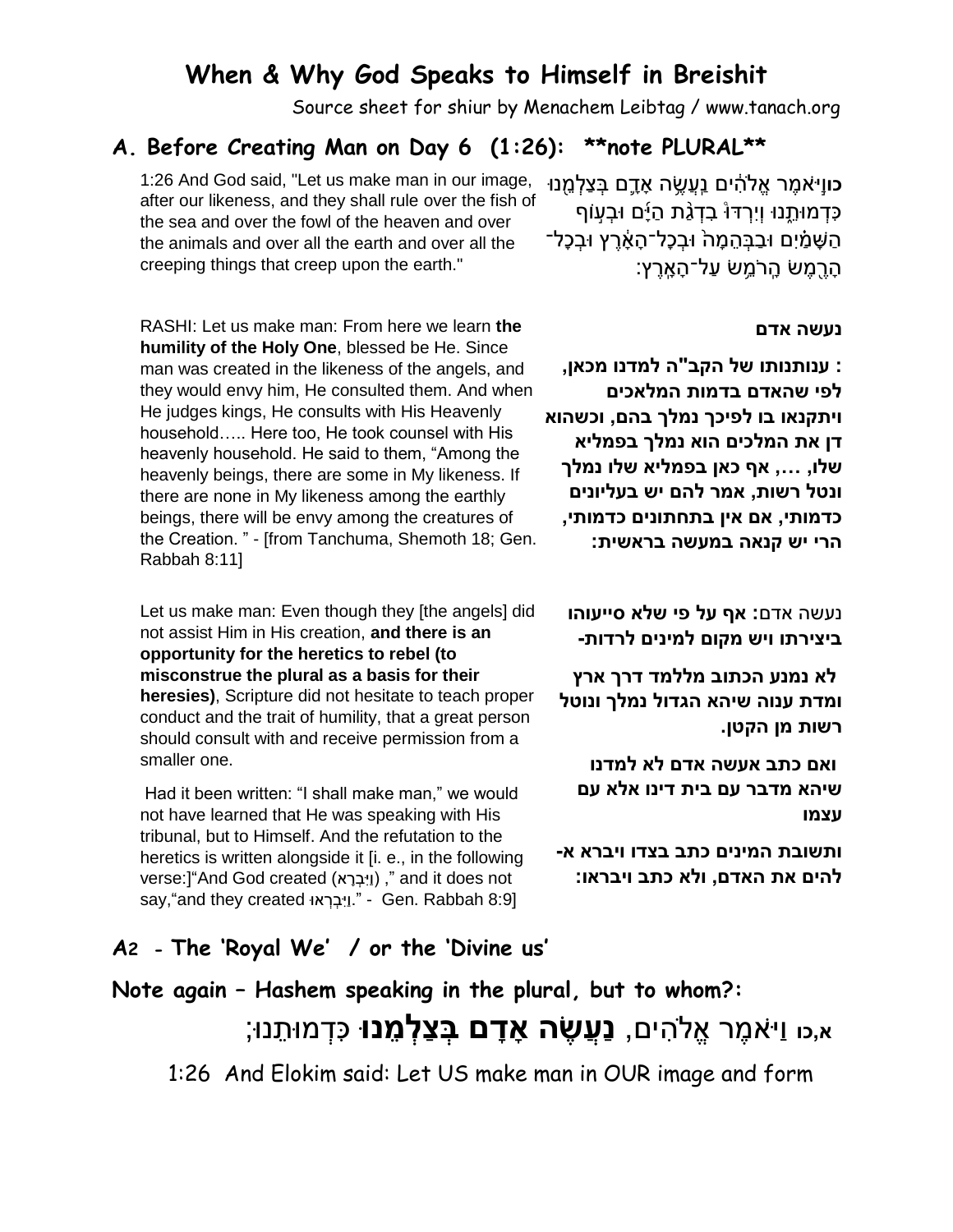# When & Why God Speaks to Himself in Breishit

Source sheet for shiur by Menachem Leibtag / www.tanach.org

## A. Before Creating Man on Day 6 (1:26): **note PLURAL**

1:26 And God said, "Let us make man in our image, after our likeness, and they shall rule over the fish of the sea and over the fowl of the heaven and over the animals and over all the earth and over all the creeping things that creep upon the earth."

**כו**וַיֹּאמֶר אֱלֹהִים נַעֲשֶׂה אָדָם בְּצַלְמֵנוּ כִּדְמוּתֵנוּ וְיִרְדּוּ בִדְגַת הַיָּם וּבְעוֹף הַשָּׁמַיִם וּבַבְּהֵמָה וּבְכָל־הָאָרֶץ וּבְכָל־הָרֶמֶשׂ הָרֹמֵשׂ עַל־הָאָרֶץ:

RASHI: Let us make man: From here we learn **the humility of the Holy One**, blessed be He. Since man was created in the likeness of the angels, and they would envy him, He consulted them. And when He judges kings, He consults with His Heavenly household….. Here too, He took counsel with His heavenly household. He said to them, "Among the heavenly beings, there are some in My likeness. If there are none in My likeness among the earthly beings, there will be envy among the creatures of the Creation. " - [from Tanchuma, Shemoth 18; Gen. Rabbah 8:11]

**נעשה אדם**

**: ענותנותו של הקב"ה למדנו מכאן, לפי שהאדם בדמות המלאכים ויתקנאו בו לפיכך נמלך בהם, וכשהוא דן את המלכים הוא נמלך בפמליא שלו, ..., אף כאן בפמליא שלו נמלך ונטל רשות, אמר להם יש בעליונים כדמותי, אם אין בתחתונים כדמותי, הרי יש קנאה במעשה בראשית:**

Let us make man: Even though they [the angels] did not assist Him in His creation, **and there is an opportunity for the heretics to rebel (to misconstrue the plural as a basis for their heresies)**, Scripture did not hesitate to teach proper conduct and the trait of humility, that a great person should consult with and receive permission from a smaller one.

Had it been written: "I shall make man," we would not have learned that He was speaking with His tribunal, but to Himself. And the refutation to the heretics is written alongside it [i. e., in the following verse:]"And God created (וַיִּבְרָא) ," and it does not say,"and they created וַיִּבְרְאוּ." - Gen. Rabbah 8:9]

נעשה אדם: **אף על פי שלא סייעוהו ביצירתו ויש מקום למינים לרדות-**

**לא נמנע הכתוב מללמד דרך ארץ ומדת ענוה שיהא הגדול נמלך ונוטל רשות מן הקטן.**

**ואם כתב אעשה אדם לא למדנו שיהא מדבר עם בית דינו אלא עם עצמו**

**ותשובת המינים כתב בצדו ויברא א-להים את האדם, ולא כתב ויבראו:**

## A2 - The 'Royal We' / or the 'Divine us'

### Note again – Hashem speaking in the plural, but to whom?:

**א,כו** וַיֹּאמֶר אֱלֹהִים, **נַעֲשֶׂה אָדָם בְּצַלְמֵנוּ** כִּדְמוּתֵנוּ;

1:26 And Elokim said: Let US make man in OUR image and form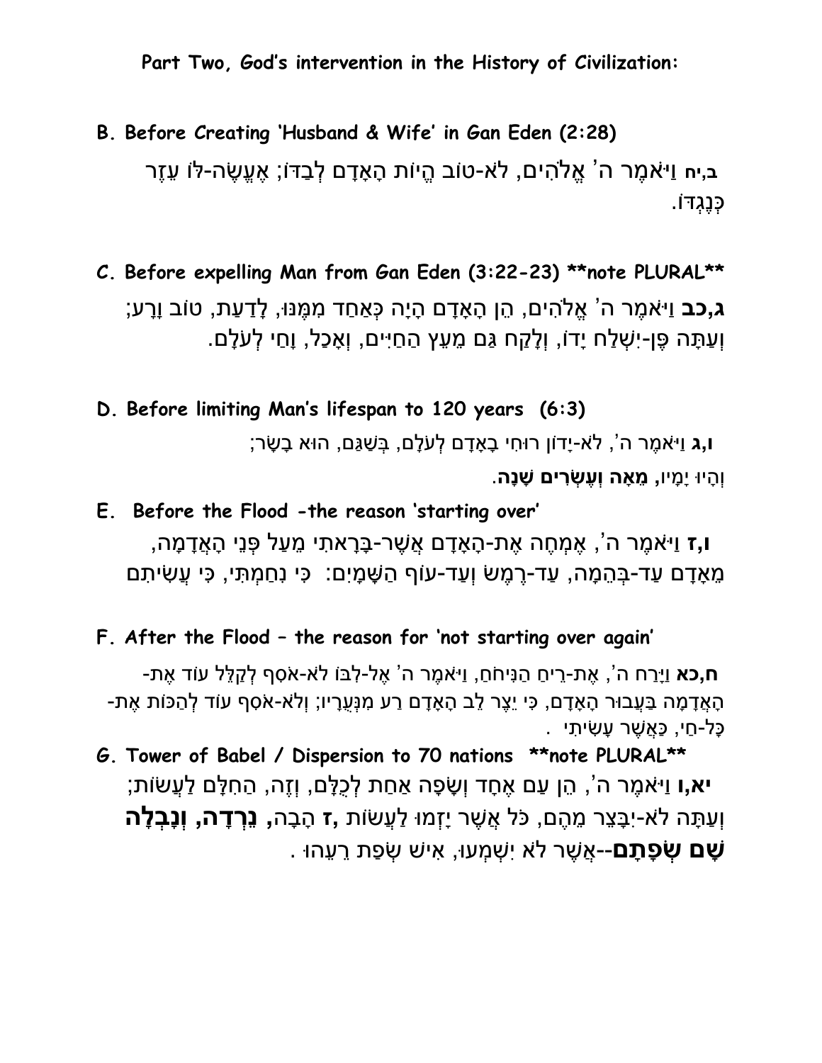**Part Two, God's intervention in the History of Civilization:**

**B. Before Creating 'Husband & Wife' in Gan Eden (2:28)**

**ב,יח** וַיֹּאמֶר ה' אֱלֹהִים, לֹא-טוֹב הֱיוֹת הָאָדָם לְבַדּוֹ; אֶעֱשֶׂה-לּוֹ עֵזֶר כְּנֶגְדּוֹ.

**C. Before expelling Man from Gan Eden (3:22-23) \*\*note PLURAL\*\***

**ג,כב** וַיֹּאמֶר ה' אֱלֹהִים, הֵן הָאָדָם הָיָה כְּאַחַד מִמֶּנּוּ, לָדַעַת, טוֹב וָרָע; וְעַתָּה פֶּן-יִשְׁלַח יָדוֹ, וְלָקַח גַּם מֵעֵץ הַחַיִּים, וְאָכַל, וָחַי לְעֹלָם.

**D. Before limiting Man's lifespan to 120 years (6:3)**

**ו,ג** וַיֹּאמֶר ה', לֹא-יָדוֹן רוּחִי בָאָדָם לְעֹלָם, בְּשַׁגַּם, הוּא בָשָׂר; וְהָיוּ יָמָיו, **מֵאָה וְעֶשְׂרִים שָׁנָה**.

**E. Before the Flood -the reason 'starting over'**

**ו,ז** וַיֹּאמֶר ה', אֶמְחֶה אֶת-הָאָדָם אֲשֶׁר-בָּרָאתִי מֵעַל פְּנֵי הָאֲדָמָה, מֵאָדָם עַד-בְּהֵמָה, עַד-רֶמֶשׂ וְעַד-עוֹף הַשָּׁמָיִם: כִּי נִחַמְתִּי, כִּי עֲשִׂיתִם

**F. After the Flood – the reason for 'not starting over again'**

**ח,כא** וַיָּרַח ה', אֶת-רֵיחַ הַנִּיחֹחַ, וַיֹּאמֶר ה' אֶל-לִבּוֹ לֹא-אֹסִף לְקַלֵּל עוֹד אֶת-הָאֲדָמָה בַּעֲבוּר הָאָדָם, כִּי יֵצֶר לֵב הָאָדָם רַע מִנְּעֻרָיו; וְלֹא-אֹסִף עוֹד לְהַכּוֹת אֶת-כָּל-חַי, כַּאֲשֶׁר עָשִׂיתִי .

**G. Tower of Babel / Dispersion to 70 nations \*\*note PLURAL\*\***

**יא,ו** וַיֹּאמֶר ה', הֵן עַם אֶחָד וְשָׂפָה אַחַת לְכֻלָּם, וְזֶה, הַחִלָּם לַעֲשׂוֹת; וְעַתָּה לֹא-יִבָּצֵר מֵהֶם, כֹּל אֲשֶׁר יָזְמוּ לַעֲשׂוֹת **,ז** הָבָה, **נֵרְדָה, וְנָבְלָה שָׁם שְׂפָתָם**--אֲשֶׁר לֹא יִשְׁמְעוּ, אִישׁ שְׂפַת רֵעֵהוּ .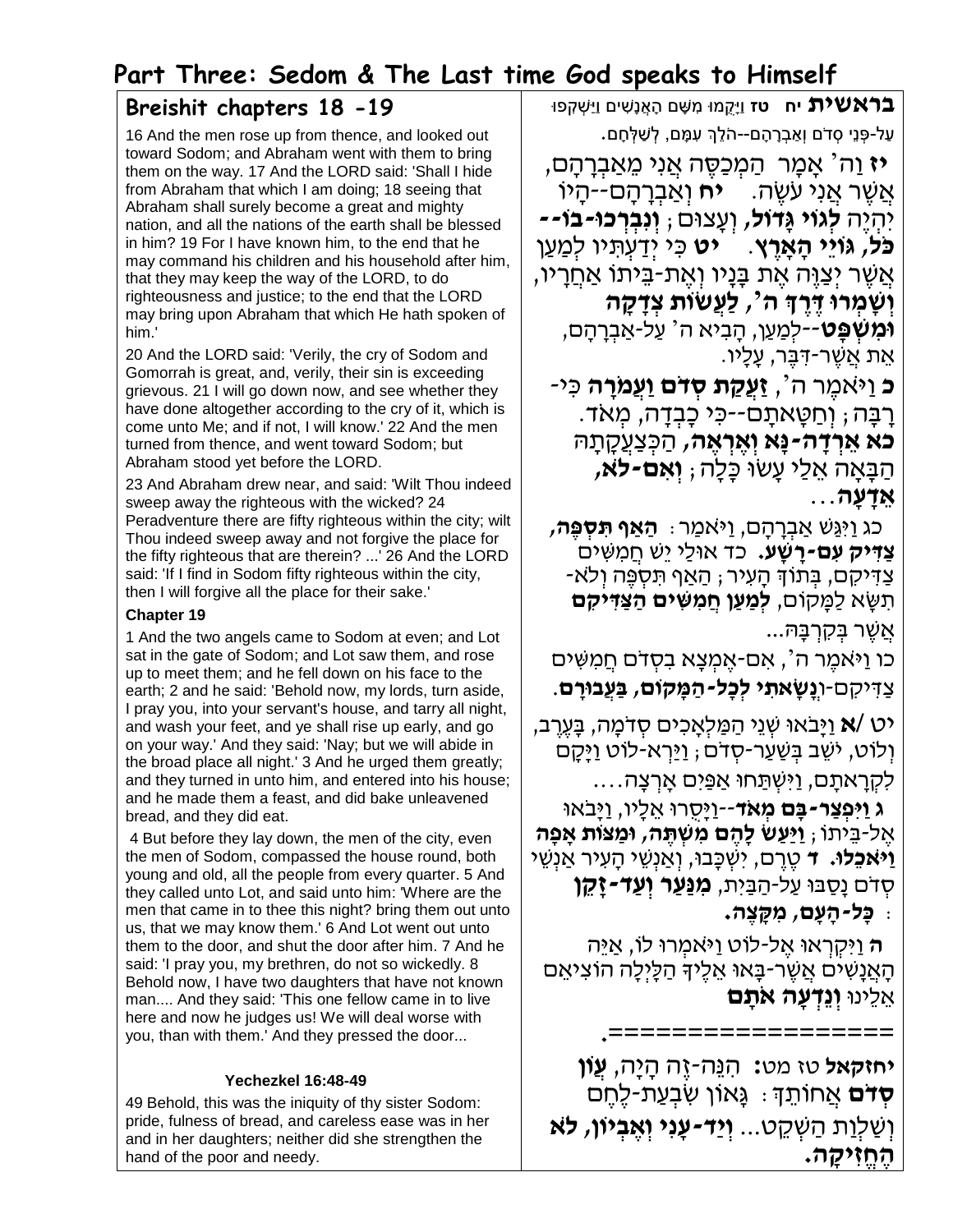# Part Three: Sedom & The Last time God speaks to Himself

## Breishit chapters 18 -19

16 And the men rose up from thence, and looked out toward Sodom; and Abraham went with them to bring them on the way. 17 And the LORD said: 'Shall I hide from Abraham that which I am doing; 18 seeing that Abraham shall surely become a great and mighty nation, and all the nations of the earth shall be blessed in him? 19 For I have known him, to the end that he may command his children and his household after him, that they may keep the way of the LORD, to do righteousness and justice; to the end that the LORD may bring upon Abraham that which He hath spoken of him.'

20 And the LORD said: 'Verily, the cry of Sodom and Gomorrah is great, and, verily, their sin is exceeding grievous. 21 I will go down now, and see whether they have done altogether according to the cry of it, which is come unto Me; and if not, I will know.' 22 And the men turned from thence, and went toward Sodom; but Abraham stood yet before the LORD.

23 And Abraham drew near, and said: 'Wilt Thou indeed sweep away the righteous with the wicked? 24 Peradventure there are fifty righteous within the city; wilt Thou indeed sweep away and not forgive the place for the fifty righteous that are therein? ...' 26 And the LORD said: 'If I find in Sodom fifty righteous within the city, then I will forgive all the place for their sake.'

**Chapter 19**

1 And the two angels came to Sodom at even; and Lot sat in the gate of Sodom; and Lot saw them, and rose up to meet them; and he fell down on his face to the earth; 2 and he said: 'Behold now, my lords, turn aside, I pray you, into your servant's house, and tarry all night, and wash your feet, and ye shall rise up early, and go on your way.' And they said: 'Nay; but we will abide in the broad place all night.' 3 And he urged them greatly; and they turned in unto him, and entered into his house; and he made them a feast, and did bake unleavened bread, and they did eat.

4 But before they lay down, the men of the city, even the men of Sodom, compassed the house round, both young and old, all the people from every quarter. 5 And they called unto Lot, and said unto him: 'Where are the men that came in to thee this night? bring them out unto us, that we may know them.' 6 And Lot went out unto them to the door, and shut the door after him. 7 And he said: 'I pray you, my brethren, do not so wickedly. 8 Behold now, I have two daughters that have not known man.... And they said: 'This one fellow came in to live here and now he judges us! We will deal worse with you, than with them.' And they pressed the door...

**Yechezkel 16:48-49**

49 Behold, this was the iniquity of thy sister Sodom: pride, fulness of bread, and careless ease was in her and in her daughters; neither did she strengthen the hand of the poor and needy.

**בראשית יח** טז וַיָּקֻמוּ מִשָּׁם הָאֲנָשִׁים וַיַּשְׁקִפוּ עַל-פְּנֵי סְדֹם וְאַבְרָהָם--הֹלֵךְ עִמָּם, לְשַׁלְּחָם.

**יז** וַה' אָמָר הַמְכַסֶּה אֲנִי מֵאַבְרָהָם, אֲשֶׁר אֲנִי עֹשֶׂה. **יח** וְאַבְרָהָם--הָיוֹ יִהְיֶה **לְגוֹי גָּדוֹל**, וְעָצוּם; **וְנִבְרְכוּ-בוֹ--כֹּל, גּוֹיֵי הָאָרֶץ**. **יט** כִּי יְדַעְתִּיו לְמַעַן אֲשֶׁר יְצַוֶּה אֶת בָּנָיו וְאֶת-בֵּיתוֹ אַחֲרָיו, **וְשָׁמְרוּ דֶּרֶךְ ה', לַעֲשׂוֹת צְדָקָה וּמִשְׁפָּט**--לְמַעַן, הָבִיא ה' עַל-אַבְרָהָם, אֵת אֲשֶׁר-דִּבֶּר, עָלָיו.

**כ** וַיֹּאמֶר ה', **זַעֲקַת סְדֹם וַעֲמֹרָה** כִּי-רָבָּה; וְחַטָּאתָם--כִּי כָבְדָה, מְאֹד. **כא אֵרְדָה-נָּא וְאֶרְאֶה**, הַכְּצַעֲקָתָהּ הַבָּאָה אֵלַי עָשׂוּ כָּלָה; **וְאִם-לֹא, אֵדָעָה**...

כג וַיִּגַּשׁ אַבְרָהָם, וַיֹּאמַר: **הַאַף תִּסְפֶּה, צַדִּיק עִם-רָשָׁע**. כד אוּלַי יֵשׁ חֲמִשִּׁים צַדִּיקִם, בְּתוֹךְ הָעִיר; הַאַף תִּסְפֶּה וְלֹא-תִשָּׂא לַמָּקוֹם, **לְמַעַן חֲמִשִּׁים הַצַּדִּיקִם** אֲשֶׁר בְּקִרְבָּהּ...

כו וַיֹּאמֶר ה', אִם-אֶמְצָא בִסְדֹם חֲמִשִּׁים צַדִּיקִם-**וְנָשָׂאתִי לְכָל-הַמָּקוֹם, בַּעֲבוּרָם**.

**יט /א** וַיָּבֹאוּ שְׁנֵי הַמַּלְאָכִים סְדֹמָה, בָּעֶרֶב, וְלוֹט, יֹשֵׁב בְּשַׁעַר-סְדֹם; וַיַּרְא-לוֹט וַיָּקָם לִקְרָאתָם, וַיִּשְׁתַּחוּ אַפַּיִם אָרְצָה....

**ג וַיִּפְצַר-בָּם מְאֹד**--וַיָּסֻרוּ אֵלָיו, וַיָּבֹאוּ אֶל-בֵּיתוֹ; **וַיַּעַשׂ לָהֶם מִשְׁתֶּה, וּמַצּוֹת אָפָה וַיֹּאכֵלוּ**. **ד** טֶרֶם, יִשְׁכָּבוּ, וְאַנְשֵׁי הָעִיר אַנְשֵׁי סְדֹם נָסַבּוּ עַל-הַבַּיִת, **מִנַּעַר וְעַד-זָקֵן: כָּל-הָעָם, מִקָּצֶה**.

**ה** וַיִּקְרְאוּ אֶל-לוֹט וַיֹּאמְרוּ לוֹ, אַיֵּה הָאֲנָשִׁים אֲשֶׁר-בָּאוּ אֵלֶיךָ הַלָּיְלָה הוֹצִיאֵם אֵלֵינוּ **וְנֵדְעָה אֹתָם**

=================.

**יחזקאל** טז מט: הִנֵּה-זֶה הָיָה, **עֲוֹן סְדֹם** אֲחוֹתֵךְ: גָּאוֹן שִׂבְעַת-לֶחֶם וְשַׁלְוַת הַשְׁקֵט... **וְיַד-עָנִי וְאֶבְיוֹן, לֹא הֶחֱזִיקָה.**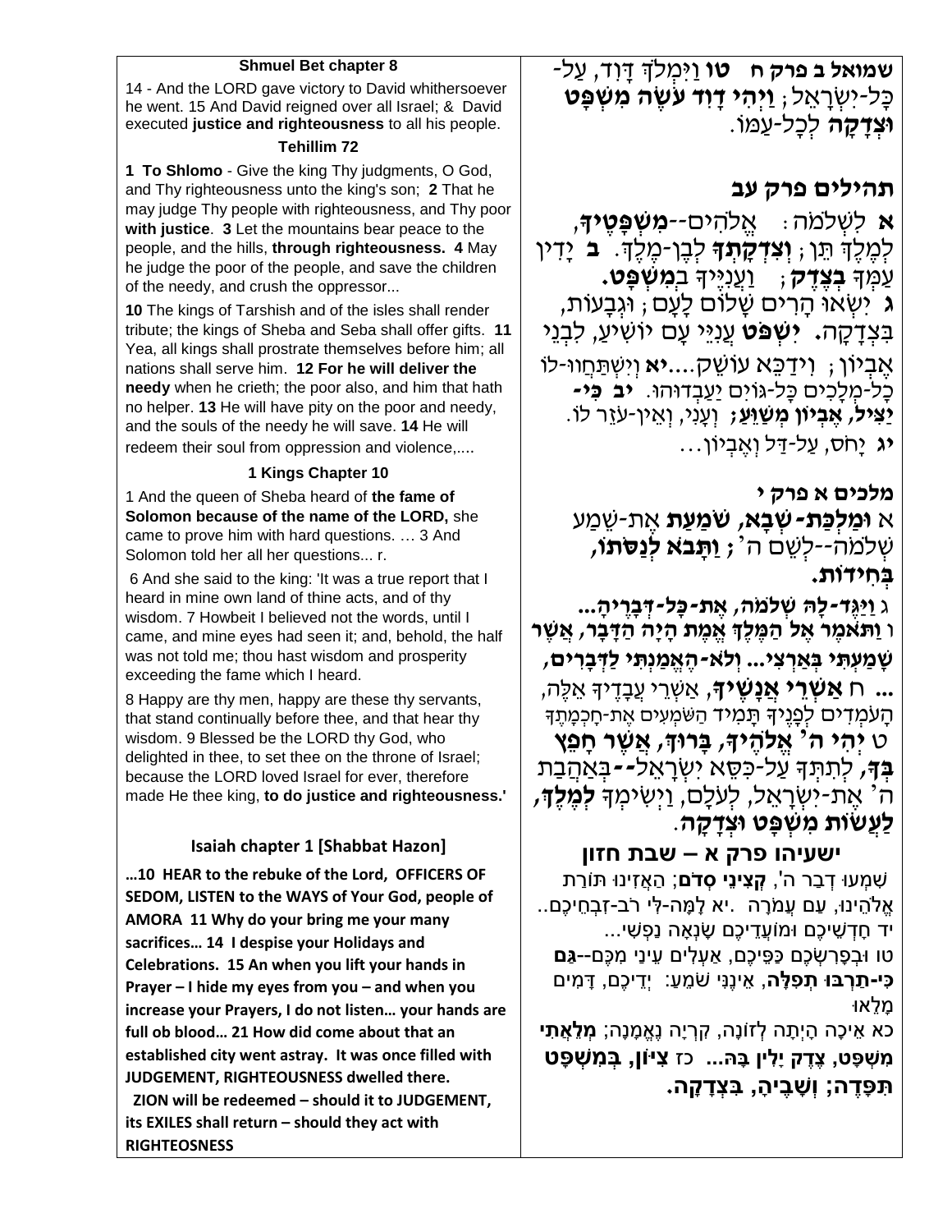**Shmuel Bet chapter 8**

14 - And the LORD gave victory to David whithersoever he went. 15 And David reigned over all Israel; & David executed **justice and righteousness** to all his people.

**Tehillim 72**

**1 To Shlomo** - Give the king Thy judgments, O God, and Thy righteousness unto the king's son; **2** That he may judge Thy people with righteousness, and Thy poor **with justice**. **3** Let the mountains bear peace to the people, and the hills, **through righteousness. 4** May he judge the poor of the people, and save the children of the needy, and crush the oppressor...

**10** The kings of Tarshish and of the isles shall render tribute; the kings of Sheba and Seba shall offer gifts. **11** Yea, all kings shall prostrate themselves before him; all nations shall serve him. **12 For he will deliver the needy** when he crieth; the poor also, and him that hath no helper. **13** He will have pity on the poor and needy, and the souls of the needy he will save. **14** He will redeem their soul from oppression and violence,....

**1 Kings Chapter 10**

1 And the queen of Sheba heard of **the fame of Solomon because of the name of the LORD,** she came to prove him with hard questions. … 3 And Solomon told her all her questions... r.

6 And she said to the king: 'It was a true report that I heard in mine own land of thine acts, and of thy wisdom. 7 Howbeit I believed not the words, until I came, and mine eyes had seen it; and, behold, the half was not told me; thou hast wisdom and prosperity exceeding the fame which I heard.

8 Happy are thy men, happy are these thy servants, that stand continually before thee, and that hear thy wisdom. 9 Blessed be the LORD thy God, who delighted in thee, to set thee on the throne of Israel; because the LORD loved Israel for ever, therefore made He thee king, **to do justice and righteousness.'**

**Isaiah chapter 1 [Shabbat Hazon]**

**…10 HEAR to the rebuke of the Lord, OFFICERS OF SEDOM, LISTEN to the WAYS of Your God, people of AMORA 11 Why do your bring me your many sacrifices… 14 I despise your Holidays and Celebrations. 15 An when you lift your hands in Prayer – I hide my eyes from you – and when you increase your Prayers, I do not listen… your hands are full ob blood… 21 How did come about that an established city went astray. It was once filled with JUDGEMENT, RIGHTEOUSNESS dwelled there.**

**ZION will be redeemed – should it to JUDGEMENT, its EXILES shall return – should they act with RIGHTEOSNESS**

**שמואל ב פרק ח טו** וַיִּמְלֹךְ דָּוִד, עַל-כָּל-יִשְׂרָאֵל; **וַיְהִי דָוִד עֹשֶׂה מִשְׁפָּט וּצְדָקָה** לְכָל-עַמּוֹ.

**תהילים פרק עב**

**א** לִשְׁלֹמֹה: אֱלֹהִים--**מִשְׁפָּטֶיךָ**, לְמֶלֶךְ תֵּן; **וְצִדְקָתְךָ** לְבֶן-מֶלֶךְ. **ב** יָדִין עַמְּךָ **בְצֶדֶק**; וַעֲנִיֶּיךָ **בְמִשְׁפָּט. ג** יִשְׂאוּ הָרִים שָׁלוֹם לָעָם; וּגְבָעוֹת, בִּצְדָקָה. **יִשְׁפֹּט** עֲנִיֵּי עָם יוֹשִׁיעַ, לִבְנֵי אֶבְיוֹן; וִידַכֵּא עוֹשֵׁק....**יא** וְיִשְׁתַּחֲווּ-לוֹ כָל-מְלָכִים כָּל-גּוֹיִם יַעַבְדוּהוּ. **יב כִּי-יַצִּיל, אֶבְיוֹן מְשַׁוֵּעַ;** וְעָנִי, וְאֵין-עֹזֵר לוֹ. **יג** יָחֹס, עַל-דַּל וְאֶבְיוֹן...

**מלכים א פרק י**

א **וּמַלְכַּת-שְׁבָא, שֹׁמַעַת** אֶת-שֵׁמַע שְׁלֹמֹה--לְשֵׁם ה'**; וַתָּבֹא לְנַסֹּתוֹ, בְּחִידוֹת.**

ג **וַיַּגֶּד-לָהּ שְׁלֹמֹה, אֶת-כָּל-דְּבָרֶיהָ...** ו **וַתֹּאמֶר אֶל הַמֶּלֶךְ אֱמֶת הָיָה הַדָּבָר, אֲשֶׁר שָׁמַעְתִּי בְּאַרְצִי... וְלֹא-הֶאֱמַנְתִּי לַדְּבָרִים, ...** ח **אַשְׁרֵי אֲנָשֶׁיךָ**, אַשְׁרֵי עֲבָדֶיךָ אֵלֶּה, הָעֹמְדִים לְפָנֶיךָ תָּמִיד הַשֹּׁמְעִים אֶת-חָכְמָתֶךָ ט **יְהִי ה' אֱלֹהֶיךָ, בָּרוּךְ, אֲשֶׁר חָפֵץ בְּךָ,** לְתִתְּךָ עַל-כִּסֵּא יִשְׂרָאֵל--בְּאַהֲבַת ה' אֶת-יִשְׂרָאֵל, לְעֹלָם, וַיְשִׂימְךָ **לְמֶלֶךְ, לַעֲשׂוֹת מִשְׁפָּט וּצְדָקָה**.

**ישעיהו פרק א – שבת חזון**

שִׁמְעוּ דְבַר ה', **קְצִינֵי סְדֹם**; הַאֲזִינוּ תּוֹרַת אֱלֹהֵינוּ, עַם עֲמֹרָה. יא לָמָּה-לִּי רֹב-זִבְחֵיכֶם.. יד חָדְשֵׁיכֶם וּמוֹעֲדֵיכֶם שָׂנְאָה נַפְשִׁי... טו וּבְפָרִשְׂכֶם כַּפֵּיכֶם, אַעְלִים עֵינַי מִכֶּם--**גַּם כִּי-תַרְבּוּ תְפִלָּה**, אֵינֶנִּי שֹׁמֵעַ: יְדֵיכֶם, דָּמִים מָלֵאוּ

כא אֵיכָה הָיְתָה לְזוֹנָה, קִרְיָה נֶאֱמָנָה; **מְלֵאֲתִי מִשְׁפָּט, צֶדֶק יָלִין בָּהּ...** כז **צִיּוֹן, בְּמִשְׁפָּט תִּפָּדֶה; וְשָׁבֶיהָ, בִּצְדָקָה.**